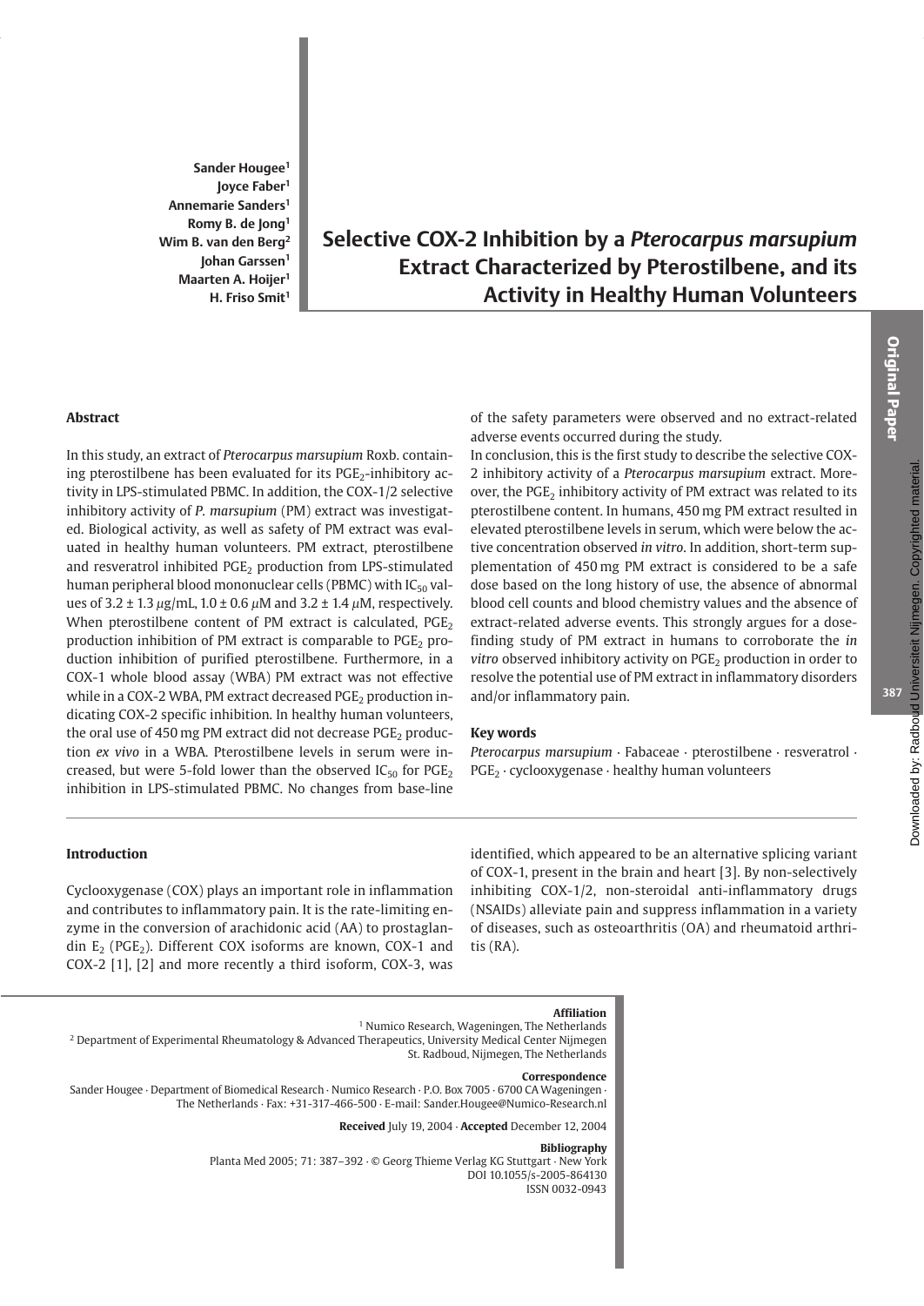Sander Hougee[1]
Joyce Faber[1]
Annemarie Sanders[1]
Romy B. de Jong[1]
Wim B. van den Berg[2]
Johan Garssen[1]
Maarten A. Hoijer[1]
H. Friso Smit[1]

# Selective COX-2 Inhibition by a *Pterocarpus marsupium* Extract Characterized by Pterostilbene, and its Activity in Healthy Human Volunteers

## Abstract

In this study, an extract of *Pterocarpus marsupium* Roxb. containing pterostilbene has been evaluated for its $PGE_2$-inhibitory activity in LPS-stimulated PBMC. In addition, the COX-1/2 selective inhibitory activity of *P. marsupium* (PM) extract was investigated. Biological activity, as well as safety of PM extract was evaluated in healthy human volunteers. PM extract, pterostilbene and resveratrol inhibited $PGE_2$ production from LPS-stimulated human peripheral blood mononuclear cells (PBMC) with $IC_{50}$ values of $3.2 \pm 1.3$ µg/mL, $1.0 \pm 0.6$ µM and $3.2 \pm 1.4$ µM, respectively. When pterostilbene content of PM extract is calculated, $PGE_2$ production inhibition of PM extract is comparable to $PGE_2$ production inhibition of purified pterostilbene. Furthermore, in a COX-1 whole blood assay (WBA) PM extract was not effective while in a COX-2 WBA, PM extract decreased $PGE_2$ production indicating COX-2 specific inhibition. In healthy human volunteers, the oral use of 450 mg PM extract did not decrease $PGE_2$ production *ex vivo* in a WBA. Pterostilbene levels in serum were increased, but were 5-fold lower than the observed $IC_{50}$ for $PGE_2$ inhibition in LPS-stimulated PBMC. No changes from base-line of the safety parameters were observed and no extract-related adverse events occurred during the study.

In conclusion, this is the first study to describe the selective COX-2 inhibitory activity of a *Pterocarpus marsupium* extract. Moreover, the $PGE_2$ inhibitory activity of PM extract was related to its pterostilbene content. In humans, 450 mg PM extract resulted in elevated pterostilbene levels in serum, which were below the active concentration observed *in vitro*. In addition, short-term supplementation of 450 mg PM extract is considered to be a safe dose based on the long history of use, the absence of abnormal blood cell counts and blood chemistry values and the absence of extract-related adverse events. This strongly argues for a dose-finding study of PM extract in humans to corroborate the *in vitro* observed inhibitory activity on $PGE_2$ production in order to resolve the potential use of PM extract in inflammatory disorders and/or inflammatory pain.

### Key words

*Pterocarpus marsupium* · Fabaceae · pterostilbene · resveratrol · $PGE_2$ · cyclooxygenase · healthy human volunteers

## Introduction

Cyclooxygenase (COX) plays an important role in inflammation and contributes to inflammatory pain. It is the rate-limiting enzyme in the conversion of arachidonic acid (AA) to prostaglandin $E_2$ ($PGE_2$). Different COX isoforms are known, COX-1 and COX-2 [1], [2] and more recently a third isoform, COX-3, was identified, which appeared to be an alternative splicing variant of COX-1, present in the brain and heart [3]. By non-selectively inhibiting COX-1/2, non-steroidal anti-inflammatory drugs (NSAIDs) alleviate pain and suppress inflammation in a variety of diseases, such as osteoarthritis (OA) and rheumatoid arthritis (RA).

**Affiliation**

[1] Numico Research, Wageningen, The Netherlands
[2] Department of Experimental Rheumatology & Advanced Therapeutics, University Medical Center Nijmegen St. Radboud, Nijmegen, The Netherlands

**Correspondence**

Sander Hougee · Department of Biomedical Research · Numico Research · P.O. Box 7005 · 6700 CA Wageningen · The Netherlands · Fax: +31-317-466-500 · E-mail: Sander.Hougee@Numico-Research.nl

**Received** July 19, 2004 · **Accepted** December 12, 2004

**Bibliography**

Planta Med 2005; 71: 387–392 · © Georg Thieme Verlag KG Stuttgart · New York
DOI 10.1055/s-2005-864130
ISSN 0032-0943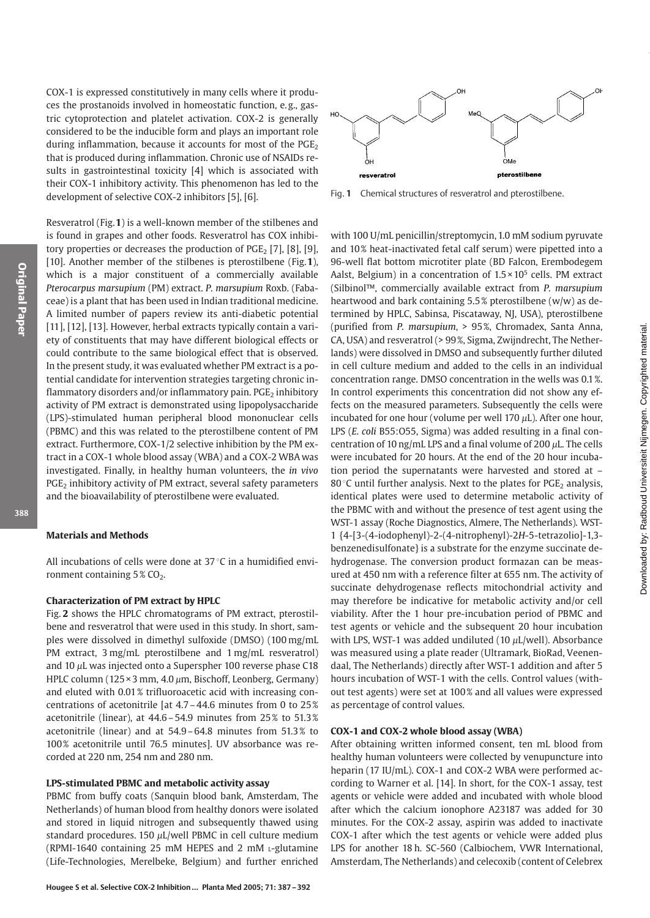COX-1 is expressed constitutively in many cells where it produces the prostanoids involved in homeostatic function, e.g., gastric cytoprotection and platelet activation. COX-2 is generally considered to be the inducible form and plays an important role during inflammation, because it accounts for most of the $PGE_2$ that is produced during inflammation. Chronic use of NSAIDs results in gastrointestinal toxicity [4] which is associated with their COX-1 inhibitory activity. This phenomenon has led to the development of selective COX-2 inhibitors [5], [6].

Resveratrol (Fig. **1**) is a well-known member of the stilbenes and is found in grapes and other foods. Resveratrol has COX inhibitory properties or decreases the production of $PGE_2$ [7], [8], [9], [10]. Another member of the stilbenes is pterostilbene (Fig. **1**), which is a major constituent of a commercially available *Pterocarpus marsupium* (PM) extract. *P. marsupium* Roxb. (Fabaceae) is a plant that has been used in Indian traditional medicine. A limited number of papers review its anti-diabetic potential [11], [12], [13]. However, herbal extracts typically contain a variety of constituents that may have different biological effects or could contribute to the same biological effect that is observed. In the present study, it was evaluated whether PM extract is a potential candidate for intervention strategies targeting chronic inflammatory disorders and/or inflammatory pain. $PGE_2$ inhibitory activity of PM extract is demonstrated using lipopolysaccharide (LPS)-stimulated human peripheral blood mononuclear cells (PBMC) and this was related to the pterostilbene content of PM extract. Furthermore, COX-1/2 selective inhibition by the PM extract in a COX-1 whole blood assay (WBA) and a COX-2 WBA was investigated. Finally, in healthy human volunteers, the *in vivo* $PGE_2$ inhibitory activity of PM extract, several safety parameters and the bioavailability of pterostilbene were evaluated.

Fig. **1** Chemical structures of resveratrol and pterostilbene.

## Materials and Methods

All incubations of cells were done at 37 °C in a humidified environment containing 5% $CO_2$.

### Characterization of PM extract by HPLC

Fig. **2** shows the HPLC chromatograms of PM extract, pterostilbene and resveratrol that were used in this study. In short, samples were dissolved in dimethyl sulfoxide (DMSO) (100 mg/mL PM extract, 3 mg/mL pterostilbene and 1 mg/mL resveratrol) and 10 $\mu$L was injected onto a Superspher 100 reverse phase C18 HPLC column (125 × 3 mm, 4.0 $\mu$m, Bischoff, Leonberg, Germany) and eluted with 0.01% trifluoroacetic acid with increasing concentrations of acetonitrile [at 4.7 – 44.6 minutes from 0 to 25% acetonitrile (linear), at 44.6 – 54.9 minutes from 25% to 51.3% acetonitrile (linear) and at 54.9 – 64.8 minutes from 51.3% to 100% acetonitrile until 76.5 minutes]. UV absorbance was recorded at 220 nm, 254 nm and 280 nm.

### LPS-stimulated PBMC and metabolic activity assay

PBMC from buffy coats (Sanquin blood bank, Amsterdam, The Netherlands) of human blood from healthy donors were isolated and stored in liquid nitrogen and subsequently thawed using standard procedures. 150 $\mu$L/well PBMC in cell culture medium (RPMI-1640 containing 25 mM HEPES and 2 mM L-glutamine (Life-Technologies, Merelbeke, Belgium) and further enriched with 100 U/mL penicillin/streptomycin, 1.0 mM sodium pyruvate and 10% heat-inactivated fetal calf serum) were pipetted into a 96-well flat bottom microtiter plate (BD Falcon, Erembodegem Aalst, Belgium) in a concentration of $1.5 \times 10^5$ cells. PM extract (Silbinol™, commercially available extract from *P. marsupium* heartwood and bark containing 5.5% pterostilbene (w/w) as determined by HPLC, Sabinsa, Piscataway, NJ, USA), pterostilbene (purified from *P. marsupium*, > 95%, Chromadex, Santa Anna, CA, USA) and resveratrol (> 99%, Sigma, Zwijndrecht, The Netherlands) were dissolved in DMSO and subsequently further diluted in cell culture medium and added to the cells in an individual concentration range. DMSO concentration in the wells was 0.1%. In control experiments this concentration did not show any effects on the measured parameters. Subsequently the cells were incubated for one hour (volume per well 170 $\mu$L). After one hour, LPS (*E. coli* B55:O55, Sigma) was added resulting in a final concentration of 10 ng/mL LPS and a final volume of 200 $\mu$L. The cells were incubated for 20 hours. At the end of the 20 hour incubation period the supernatants were harvested and stored at − 80 °C until further analysis. Next to the plates for $PGE_2$ analysis, identical plates were used to determine metabolic activity of the PBMC with and without the presence of test agent using the WST-1 assay (Roche Diagnostics, Almere, The Netherlands). WST-1 {4-[3-(4-iodophenyl)-2-(4-nitrophenyl)-2*H*-5-tetrazolio]-1,3-benzenedisulfonate} is a substrate for the enzyme succinate dehydrogenase. The conversion product formazan can be measured at 450 nm with a reference filter at 655 nm. The activity of succinate dehydrogenase reflects mitochondrial activity and may therefore be indicative for metabolic activity and/or cell viability. After the 1 hour pre-incubation period of PBMC and test agents or vehicle and the subsequent 20 hour incubation with LPS, WST-1 was added undiluted (10 $\mu$L/well). Absorbance was measured using a plate reader (Ultramark, BioRad, Veenendaal, The Netherlands) directly after WST-1 addition and after 5 hours incubation of WST-1 with the cells. Control values (without test agents) were set at 100% and all values were expressed as percentage of control values.

### COX-1 and COX-2 whole blood assay (WBA)

After obtaining written informed consent, ten mL blood from healthy human volunteers were collected by venupuncture into heparin (17 IU/mL). COX-1 and COX-2 WBA were performed according to Warner et al. [14]. In short, for the COX-1 assay, test agents or vehicle were added and incubated with whole blood after which the calcium ionophore A23187 was added for 30 minutes. For the COX-2 assay, aspirin was added to inactivate COX-1 after which the test agents or vehicle were added plus LPS for another 18 h. SC-560 (Calbiochem, VWR International, Amsterdam, The Netherlands) and celecoxib (content of Celebrex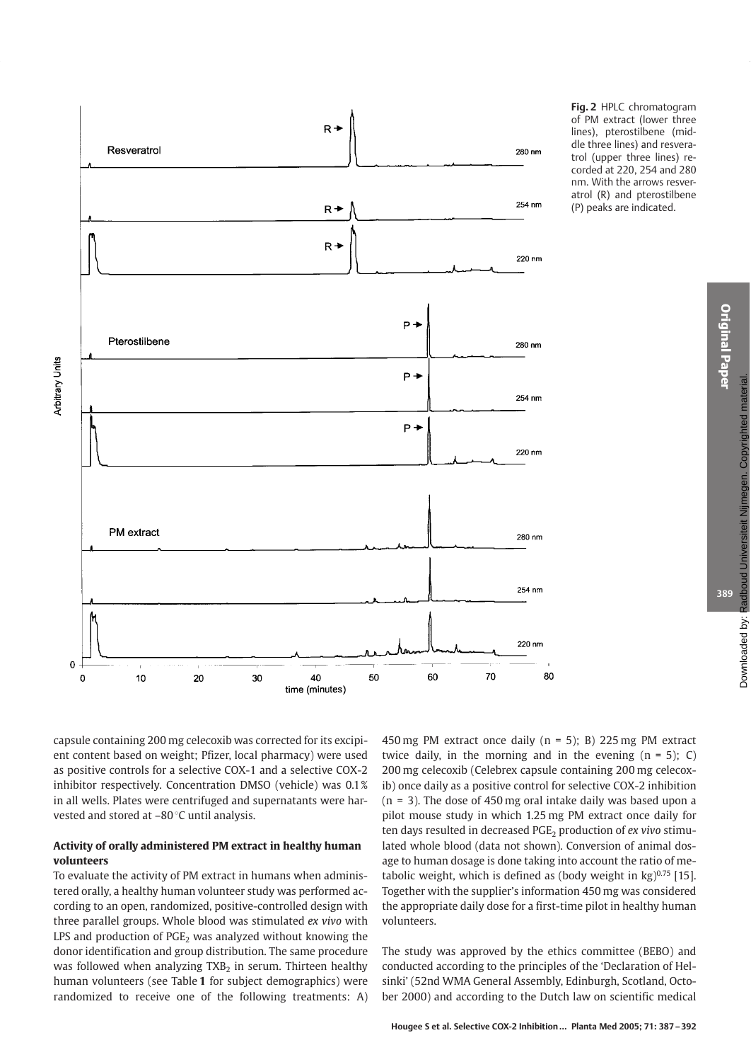**Fig. 2** HPLC chromatogram of PM extract (lower three lines), pterostilbene (middle three lines) and resveratrol (upper three lines) recorded at 220, 254 and 280 nm. With the arrows resveratrol (R) and pterostilbene (P) peaks are indicated.

capsule containing 200 mg celecoxib was corrected for its excipient content based on weight; Pfizer, local pharmacy) were used as positive controls for a selective COX-1 and a selective COX-2 inhibitor respectively. Concentration DMSO (vehicle) was 0.1% in all wells. Plates were centrifuged and supernatants were harvested and stored at −80 °C until analysis.

### Activity of orally administered PM extract in healthy human volunteers

To evaluate the activity of PM extract in humans when administered orally, a healthy human volunteer study was performed according to an open, randomized, positive-controlled design with three parallel groups. Whole blood was stimulated *ex vivo* with LPS and production of $PGE_2$ was analyzed without knowing the donor identification and group distribution. The same procedure was followed when analyzing $TXB_2$ in serum. Thirteen healthy human volunteers (see Table **1** for subject demographics) were randomized to receive one of the following treatments: A) 450 mg PM extract once daily (n = 5); B) 225 mg PM extract twice daily, in the morning and in the evening (n = 5); C) 200 mg celecoxib (Celebrex capsule containing 200 mg celecoxib) once daily as a positive control for selective COX-2 inhibition (n = 3). The dose of 450 mg oral intake daily was based upon a pilot mouse study in which 1.25 mg PM extract once daily for ten days resulted in decreased $PGE_2$ production of *ex vivo* stimulated whole blood (data not shown). Conversion of animal dosage to human dosage is done taking into account the ratio of metabolic weight, which is defined as (body weight in kg)$^{0.75}$ [15]. Together with the supplier's information 450 mg was considered the appropriate daily dose for a first-time pilot in healthy human volunteers.

The study was approved by the ethics committee (BEBO) and conducted according to the principles of the 'Declaration of Helsinki' (52nd WMA General Assembly, Edinburgh, Scotland, October 2000) and according to the Dutch law on scientific medical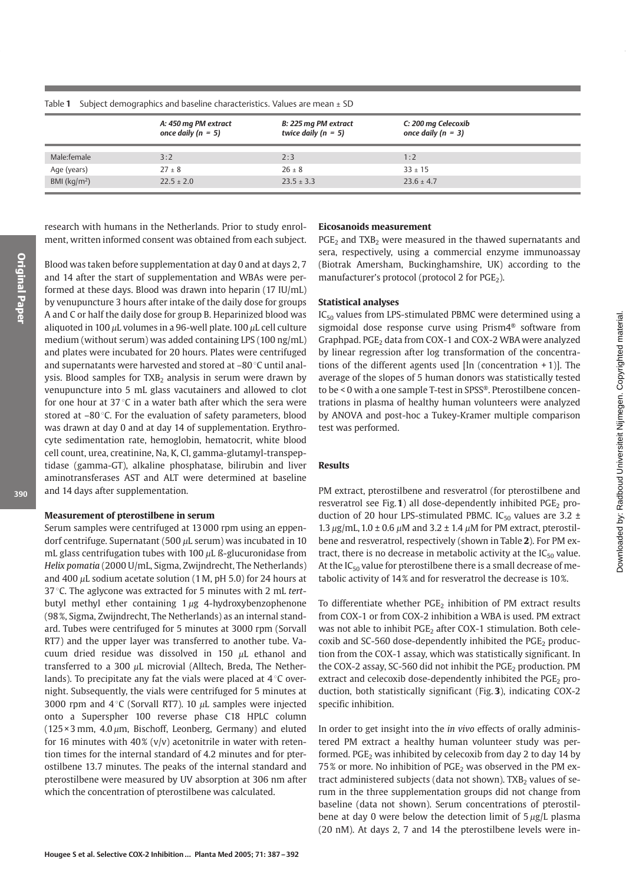Table 1 Subject demographics and baseline characteristics. Values are mean ± SD

| | *A: 450 mg PM extract once daily (n = 5)* | *B: 225 mg PM extract twice daily (n = 5)* | *C: 200 mg Celecoxib once daily (n = 3)* |
|---|---|---|---|
| Male:female | 3:2 | 2:3 | 1:2 |
| Age (years) | 27 ± 8 | 26 ± 8 | 33 ± 15 |
| BMI ($kg/m^2$) | 22.5 ± 2.0 | 23.5 ± 3.3 | 23.6 ± 4.7 |

research with humans in the Netherlands. Prior to study enrolment, written informed consent was obtained from each subject.

Blood was taken before supplementation at day 0 and at days 2, 7 and 14 after the start of supplementation and WBAs were performed at these days. Blood was drawn into heparin (17 IU/mL) by venupuncture 3 hours after intake of the daily dose for groups A and C or half the daily dose for group B. Heparinized blood was aliquoted in 100 $\mu$L volumes in a 96-well plate. 100 $\mu$L cell culture medium (without serum) was added containing LPS (100 ng/mL) and plates were incubated for 20 hours. Plates were centrifuged and supernatants were harvested and stored at –80 °C until analysis. Blood samples for $TXB_2$ analysis in serum were drawn by venupuncture into 5 mL glass vacutainers and allowed to clot for one hour at 37 °C in a water bath after which the sera were stored at –80 °C. For the evaluation of safety parameters, blood was drawn at day 0 and at day 14 of supplementation. Erythrocyte sedimentation rate, hemoglobin, hematocrit, white blood cell count, urea, creatinine, Na, K, Cl, gamma-glutamyl-transpeptidase (gamma-GT), alkaline phosphatase, bilirubin and liver aminotransferases AST and ALT were determined at baseline and 14 days after supplementation.

### Measurement of pterostilbene in serum

Serum samples were centrifuged at 13 000 rpm using an eppendorf centrifuge. Supernatant (500 $\mu$L serum) was incubated in 10 mL glass centrifugation tubes with 100 $\mu$L ß-glucuronidase from *Helix pomatia* (2000 U/mL, Sigma, Zwijndrecht, The Netherlands) and 400 $\mu$L sodium acetate solution (1 M, pH 5.0) for 24 hours at 37 °C. The aglycone was extracted for 5 minutes with 2 mL *tert*-butyl methyl ether containing 1 $\mu$g 4-hydroxybenzophenone (98 %, Sigma, Zwijndrecht, The Netherlands) as an internal standard. Tubes were centrifuged for 5 minutes at 3000 rpm (Sorvall RT7) and the upper layer was transferred to another tube. Vacuum dried residue was dissolved in 150 $\mu$L ethanol and transferred to a 300 $\mu$L microvial (Alltech, Breda, The Netherlands). To precipitate any fat the vials were placed at 4 °C overnight. Subsequently, the vials were centrifuged for 5 minutes at 3000 rpm and 4 °C (Sorvall RT7). 10 $\mu$L samples were injected onto a Superspher 100 reverse phase C18 HPLC column (125 × 3 mm, 4.0 $\mu$m, Bischoff, Leonberg, Germany) and eluted for 16 minutes with 40 % (v/v) acetonitrile in water with retention times for the internal standard of 4.2 minutes and for pterostilbene 13.7 minutes. The peaks of the internal standard and pterostilbene were measured by UV absorption at 306 nm after which the concentration of pterostilbene was calculated.

### Eicosanoids measurement

$PGE_2$ and $TXB_2$ were measured in the thawed supernatants and sera, respectively, using a commercial enzyme immunoassay (Biotrak Amersham, Buckinghamshire, UK) according to the manufacturer's protocol (protocol 2 for $PGE_2$).

### Statistical analyses

$IC_{50}$ values from LPS-stimulated PBMC were determined using a sigmoidal dose response curve using Prism4® software from Graphpad. $PGE_2$ data from COX-1 and COX-2 WBA were analyzed by linear regression after log transformation of the concentrations of the different agents used [ln (concentration + 1)]. The average of the slopes of 5 human donors was statistically tested to be < 0 with a one sample T-test in SPSS®. Pterostilbene concentrations in plasma of healthy human volunteers were analyzed by ANOVA and post-hoc a Tukey-Kramer multiple comparison test was performed.

## Results

PM extract, pterostilbene and resveratrol (for pterostilbene and resveratrol see Fig. **1**) all dose-dependently inhibited $PGE_2$ production of 20 hour LPS-stimulated PBMC. $IC_{50}$ values are 3.2 ± 1.3 $\mu$g/mL, 1.0 ± 0.6 $\mu$M and 3.2 ± 1.4 $\mu$M for PM extract, pterostilbene and resveratrol, respectively (shown in Table **2**). For PM extract, there is no decrease in metabolic activity at the $IC_{50}$ value. At the $IC_{50}$ value for pterostilbene there is a small decrease of metabolic activity of 14 % and for resveratrol the decrease is 10 %.

To differentiate whether $PGE_2$ inhibition of PM extract results from COX-1 or from COX-2 inhibition a WBA is used. PM extract was not able to inhibit $PGE_2$ after COX-1 stimulation. Both celecoxib and SC-560 dose-dependently inhibited the $PGE_2$ production from the COX-1 assay, which was statistically significant. In the COX-2 assay, SC-560 did not inhibit the $PGE_2$ production. PM extract and celecoxib dose-dependently inhibited the $PGE_2$ production, both statistically significant (Fig. **3**), indicating COX-2 specific inhibition.

In order to get insight into the *in vivo* effects of orally administered PM extract a healthy human volunteer study was performed. $PGE_2$ was inhibited by celecoxib from day 2 to day 14 by 75 % or more. No inhibition of $PGE_2$ was observed in the PM extract administered subjects (data not shown). $TXB_2$ values of serum in the three supplementation groups did not change from baseline (data not shown). Serum concentrations of pterostilbene at day 0 were below the detection limit of 5 $\mu$g/L plasma (20 nM). At days 2, 7 and 14 the pterostilbene levels were in-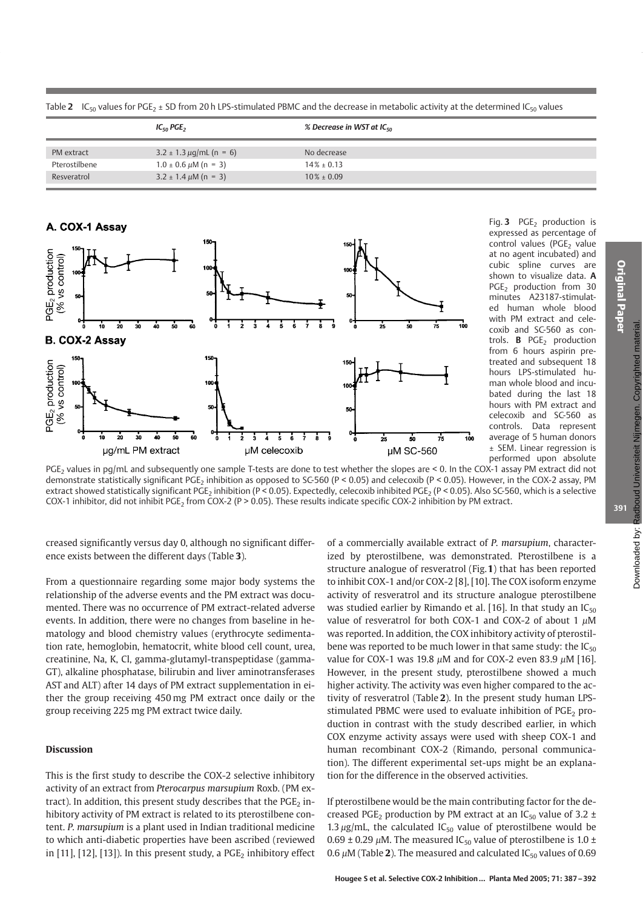Table 2 $IC_{50}$ values for $PGE_2$ ± SD from 20 h LPS-stimulated PBMC and the decrease in metabolic activity at the determined $IC_{50}$ values

| | $IC_{50}$ $PGE_2$ | % Decrease in WST at $IC_{50}$ |
|---|---|---|
| PM extract | 3.2 ± 1.3 μg/mL (n = 6) | No decrease |
| Pterostilbene | 1.0 ± 0.6 μM (n = 3) | 14% ± 0.13 |
| Resveratrol | 3.2 ± 1.4 μM (n = 3) | 10% ± 0.09 |

Fig. 3 $PGE_2$ production is expressed as percentage of control values ($PGE_2$ value at no agent incubated) and cubic spline curves are shown to visualize data. **A** $PGE_2$ production from 30 minutes A23187-stimulated human whole blood with PM extract and celecoxib and SC-560 as controls. **B** $PGE_2$ production from 6 hours aspirin pretreated and subsequent 18 hours LPS-stimulated human whole blood and incubated during the last 18 hours with PM extract and celecoxib and SC-560 as controls. Data represent average of 5 human donors ± SEM. Linear regression is performed upon absolute $PGE_2$ values in pg/mL and subsequently one sample T-tests are done to test whether the slopes are < 0. In the COX-1 assay PM extract did not demonstrate statistically significant $PGE_2$ inhibition as opposed to SC-560 ($P < 0.05$) and celecoxib ($P < 0.05$). However, in the COX-2 assay, PM extract showed statistically significant $PGE_2$ inhibition ($P < 0.05$). Expectedly, celecoxib inhibited $PGE_2$ ($P < 0.05$). Also SC-560, which is a selective COX-1 inhibitor, did not inhibit $PGE_2$ from COX-2 ($P > 0.05$). These results indicate specific COX-2 inhibition by PM extract.

creased significantly versus day 0, although no significant difference exists between the different days (Table **3**).

From a questionnaire regarding some major body systems the relationship of the adverse events and the PM extract was documented. There was no occurrence of PM extract-related adverse events. In addition, there were no changes from baseline in hematology and blood chemistry values (erythrocyte sedimentation rate, hemoglobin, hematocrit, white blood cell count, urea, creatinine, Na, K, Cl, gamma-glutamyl-transpeptidase (gamma-GT), alkaline phosphatase, bilirubin and liver aminotransferases AST and ALT) after 14 days of PM extract supplementation in either the group receiving 450 mg PM extract once daily or the group receiving 225 mg PM extract twice daily.

## Discussion

This is the first study to describe the COX-2 selective inhibitory activity of an extract from *Pterocarpus marsupium* Roxb. (PM extract). In addition, this present study describes that the $PGE_2$ inhibitory activity of PM extract is related to its pterostilbene content. *P. marsupium* is a plant used in Indian traditional medicine to which anti-diabetic properties have been ascribed (reviewed in [11], [12], [13]). In this present study, a $PGE_2$ inhibitory effect of a commercially available extract of *P. marsupium*, characterized by pterostilbene, was demonstrated. Pterostilbene is a structure analogue of resveratrol (Fig. **1**) that has been reported to inhibit COX-1 and/or COX-2 [8], [10]. The COX isoform enzyme activity of resveratrol and its structure analogue pterostilbene was studied earlier by Rimando et al. [16]. In that study an $IC_{50}$ value of resveratrol for both COX-1 and COX-2 of about 1 μM was reported. In addition, the COX inhibitory activity of pterostilbene was reported to be much lower in that same study: the $IC_{50}$ value for COX-1 was 19.8 μM and for COX-2 even 83.9 μM [16]. However, in the present study, pterostilbene showed a much higher activity. The activity was even higher compared to the activity of resveratrol (Table **2**). In the present study human LPS-stimulated PBMC were used to evaluate inhibition of $PGE_2$ production in contrast with the study described earlier, in which COX enzyme activity assays were used with sheep COX-1 and human recombinant COX-2 (Rimando, personal communication). The different experimental set-ups might be an explanation for the difference in the observed activities.

If pterostilbene would be the main contributing factor for the decreased $PGE_2$ production by PM extract at an $IC_{50}$ value of 3.2 ± 1.3 μg/mL, the calculated $IC_{50}$ value of pterostilbene would be 0.69 ± 0.29 μM. The measured $IC_{50}$ value of pterostilbene is 1.0 ± 0.6 μM (Table **2**). The measured and calculated $IC_{50}$ values of 0.69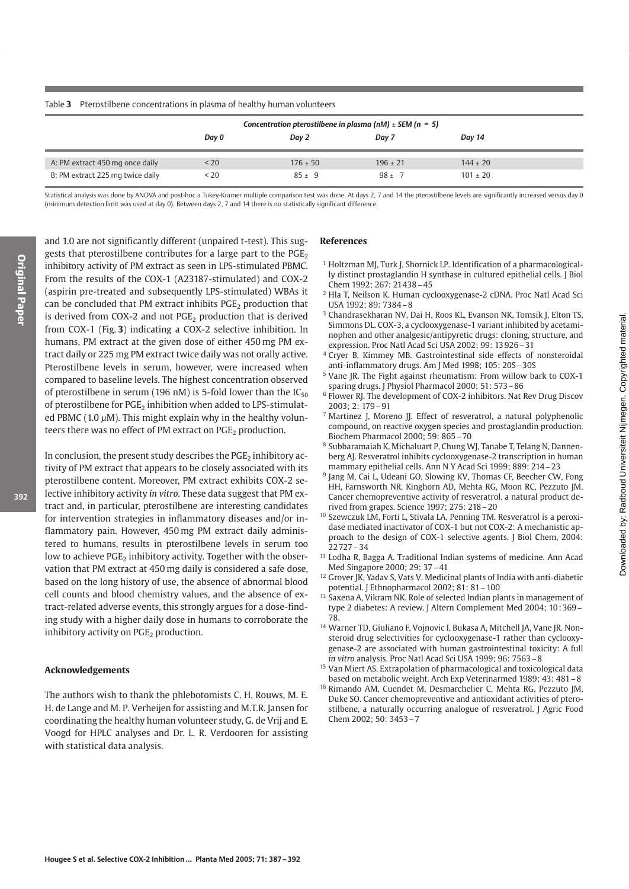Table **3** Pterostilbene concentrations in plasma of healthy human volunteers

| | Concentration pterostilbene in plasma (nM) ± SEM (n = 5) | | | |
|---|---|---|---|---|
| | *Day 0* | *Day 2* | *Day 7* | *Day 14* |
| A: PM extract 450 mg once daily | < 20 | 176 ± 50 | 196 ± 21 | 144 ± 20 |
| B: PM extract 225 mg twice daily | < 20 | 85 ± 9 | 98 ± 7 | 101 ± 20 |

Statistical analysis was done by ANOVA and post-hoc a Tukey-Kramer multiple comparison test was done. At days 2, 7 and 14 the pterostilbene levels are significantly increased versus day 0 (minimum detection limit was used at day 0). Between days 2, 7 and 14 there is no statistically significant difference.

and 1.0 are not significantly different (unpaired t-test). This suggests that pterostilbene contributes for a large part to the $PGE_2$ inhibitory activity of PM extract as seen in LPS-stimulated PBMC. From the results of the COX-1 (A23187-stimulated) and COX-2 (aspirin pre-treated and subsequently LPS-stimulated) WBAs it can be concluded that PM extract inhibits $PGE_2$ production that is derived from COX-2 and not $PGE_2$ production that is derived from COX-1 (Fig. **3**) indicating a COX-2 selective inhibition. In humans, PM extract at the given dose of either 450 mg PM extract daily or 225 mg PM extract twice daily was not orally active. Pterostilbene levels in serum, however, were increased when compared to baseline levels. The highest concentration observed of pterostilbene in serum (196 nM) is 5-fold lower than the $IC_{50}$ of pterostilbene for $PGE_2$ inhibition when added to LPS-stimulated PBMC (1.0 $\mu$M). This might explain why in the healthy volunteers there was no effect of PM extract on $PGE_2$ production.

In conclusion, the present study describes the $PGE_2$ inhibitory activity of PM extract that appears to be closely associated with its pterostilbene content. Moreover, PM extract exhibits COX-2 selective inhibitory activity *in vitro*. These data suggest that PM extract and, in particular, pterostilbene are interesting candidates for intervention strategies in inflammatory diseases and/or inflammatory pain. However, 450 mg PM extract daily administered to humans, results in pterostilbene levels in serum too low to achieve $PGE_2$ inhibitory activity. Together with the observation that PM extract at 450 mg daily is considered a safe dose, based on the long history of use, the absence of abnormal blood cell counts and blood chemistry values, and the absence of extract-related adverse events, this strongly argues for a dose-finding study with a higher daily dose in humans to corroborate the inhibitory activity on $PGE_2$ production.

## Acknowledgements

The authors wish to thank the phlebotomists C. H. Rouws, M. E. H. de Lange and M. P. Verheijen for assisting and M.T.R. Jansen for coordinating the healthy human volunteer study, G. de Vrij and E. Voogd for HPLC analyses and Dr. L. R. Verdooren for assisting with statistical data analysis.

## References

1. Holtzman MJ, Turk J, Shornick LP. Identification of a pharmacologically distinct prostaglandin H synthase in cultured epithelial cells. J Biol Chem 1992; 267: 21438 – 45
2. Hla T, Neilson K. Human cyclooxygenase-2 cDNA. Proc Natl Acad Sci USA 1992; 89: 7384 – 8
3. Chandrasekharan NV, Dai H, Roos KL, Evanson NK, Tomsik J, Elton TS, Simmons DL. COX-3, a cyclooxygenase-1 variant inhibited by acetaminophen and other analgesic/antipyretic drugs: cloning, structure, and expression. Proc Natl Acad Sci USA 2002; 99: 13 926 – 31
4. Cryer B, Kimmey MB. Gastrointestinal side effects of nonsteroidal anti-inflammatory drugs. Am J Med 1998; 105: 20S – 30S
5. Vane JR. The Fight against rheumatism: From willow bark to COX-1 sparing drugs. J Physiol Pharmacol 2000; 51: 573 – 86
6. Flower RJ. The development of COX-2 inhibitors. Nat Rev Drug Discov 2003; 2: 179 – 91
7. Martinez J, Moreno JJ. Effect of resveratrol, a natural polyphenolic compound, on reactive oxygen species and prostaglandin production. Biochem Pharmacol 2000; 59: 865 – 70
8. Subbaramaiah K, Michaluart P, Chung WJ, Tanabe T, Telang N, Dannenberg AJ. Resveratrol inhibits cyclooxygenase-2 transcription in human mammary epithelial cells. Ann N Y Acad Sci 1999; 889: 214 – 23
9. Jang M, Cai L, Udeani GO, Slowing KV, Thomas CF, Beecher CW, Fong HH, Farnsworth NR, Kinghorn AD, Mehta RG, Moon RC, Pezzuto JM. Cancer chemopreventive activity of resveratrol, a natural product derived from grapes. Science 1997; 275: 218 – 20
10. Szewczuk LM, Forti L, Stivala LA, Penning TM. Resveratrol is a peroxidase mediated inactivator of COX-1 but not COX-2: A mechanistic approach to the design of COX-1 selective agents. J Biol Chem, 2004: 22727 – 34
11. Lodha R, Bagga A. Traditional Indian systems of medicine. Ann Acad Med Singapore 2000; 29: 37 – 41
12. Grover JK, Yadav S, Vats V. Medicinal plants of India with anti-diabetic potential. J Ethnopharmacol 2002; 81: 81 – 100
13. Saxena A, Vikram NK. Role of selected Indian plants in management of type 2 diabetes: A review. J Altern Complement Med 2004; 10: 369 – 78.
14. Warner TD, Giuliano F, Vojnovic I, Bukasa A, Mitchell JA, Vane JR. Nonsteroid drug selectivities for cyclooxygenase-1 rather than cyclooxygenase-2 are associated with human gastrointestinal toxicity: A full *in vitro* analysis. Proc Natl Acad Sci USA 1999; 96: 7563 – 8
15. Van Miert AS. Extrapolation of pharmacological and toxicological data based on metabolic weight. Arch Exp Veterinarmed 1989; 43: 481 – 8
16. Rimando AM, Cuendet M, Desmarchelier C, Mehta RG, Pezzuto JM, Duke SO. Cancer chemopreventive and antioxidant activities of pterostilbene, a naturally occurring analogue of resveratrol. J Agric Food Chem 2002; 50: 3453 – 7